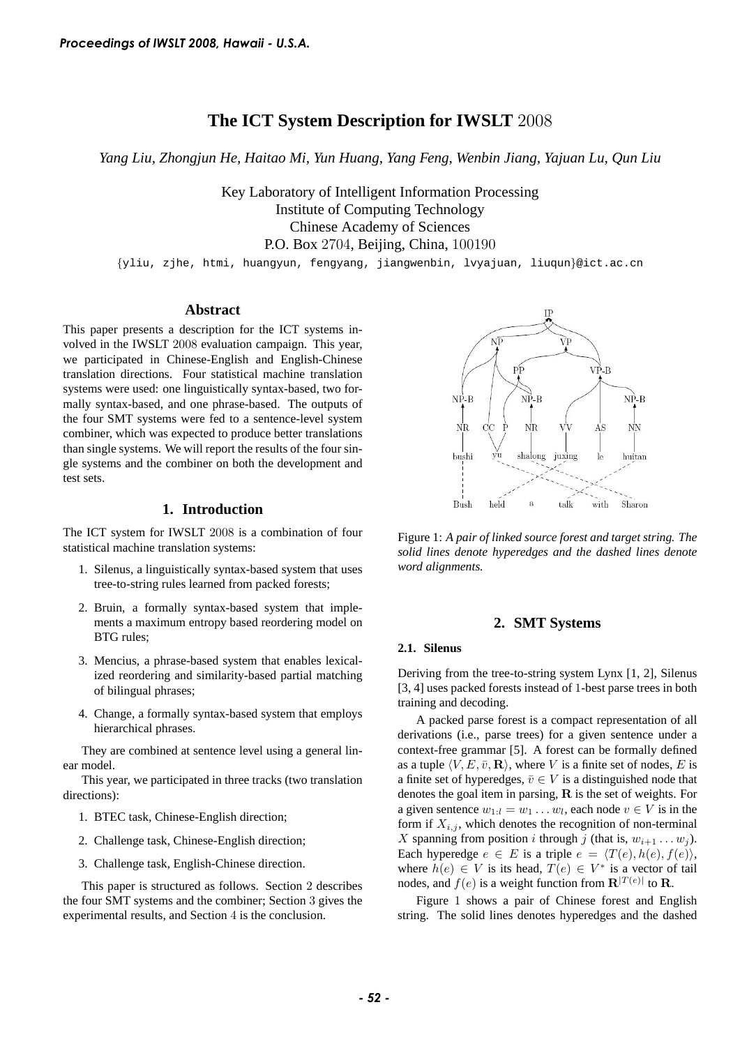# The ICT System Description for IWSLT 2008

*Yang Liu, Zhongjun He, Haitao Mi, Yun Huang, Yang Feng, Wenbin Jiang, Yajuan Lu, Qun Liu*

Key Laboratory of Intelligent Information Processing
Institute of Computing Technology
Chinese Academy of Sciences
P.O. Box 2704, Beijing, China, 100190

{yliu, zjhe, htmi, huangyun, fengyang, jiangwenbin, lvyajuan, liuqun}@ict.ac.cn

## Abstract

This paper presents a description for the ICT systems involved in the IWSLT 2008 evaluation campaign. This year, we participated in Chinese-English and English-Chinese translation directions. Four statistical machine translation systems were used: one linguistically syntax-based, two formally syntax-based, and one phrase-based. The outputs of the four SMT systems were fed to a sentence-level system combiner, which was expected to produce better translations than single systems. We will report the results of the four single systems and the combiner on both the development and test sets.

## 1. Introduction

The ICT system for IWSLT 2008 is a combination of four statistical machine translation systems:

1. Silenus, a linguistically syntax-based system that uses tree-to-string rules learned from packed forests;
2. Bruin, a formally syntax-based system that implements a maximum entropy based reordering model on BTG rules;
3. Mencius, a phrase-based system that enables lexicalized reordering and similarity-based partial matching of bilingual phrases;
4. Change, a formally syntax-based system that employs hierarchical phrases.

They are combined at sentence level using a general linear model.

This year, we participated in three tracks (two translation directions):

1. BTEC task, Chinese-English direction;
2. Challenge task, Chinese-English direction;
3. Challenge task, English-Chinese direction.

This paper is structured as follows. Section 2 describes the four SMT systems and the combiner; Section 3 gives the experimental results, and Section 4 is the conclusion.

Figure 1: *A pair of linked source forest and target string. The solid lines denote hyperedges and the dashed lines denote word alignments.*

## 2. SMT Systems

### 2.1. Silenus

Deriving from the tree-to-string system Lynx [1, 2], Silenus [3, 4] uses packed forests instead of 1-best parse trees in both training and decoding.

A packed parse forest is a compact representation of all derivations (i.e., parse trees) for a given sentence under a context-free grammar [5]. A forest can be formally defined as a tuple $\langle V, E, \bar{v}, \mathbf{R} \rangle$, where $V$ is a finite set of nodes, $E$ is a finite set of hyperedges, $\bar{v} \in V$ is a distinguished node that denotes the goal item in parsing, $\mathbf{R}$ is the set of weights. For a given sentence $w_{1:l} = w_1 \ldots w_l$, each node $v \in V$ is in the form if $X_{i,j}$, which denotes the recognition of non-terminal $X$ spanning from position $i$ through $j$ (that is, $w_{i+1} \ldots w_j$). Each hyperedge $e \in E$ is a triple $e = \langle T(e), h(e), f(e) \rangle$, where $h(e) \in V$ is its head, $T(e) \in V^*$ is a vector of tail nodes, and $f(e)$ is a weight function from $\mathbf{R}^{|T(e)|}$ to $\mathbf{R}$.

Figure 1 shows a pair of Chinese forest and English string. The solid lines denotes hyperedges and the dashed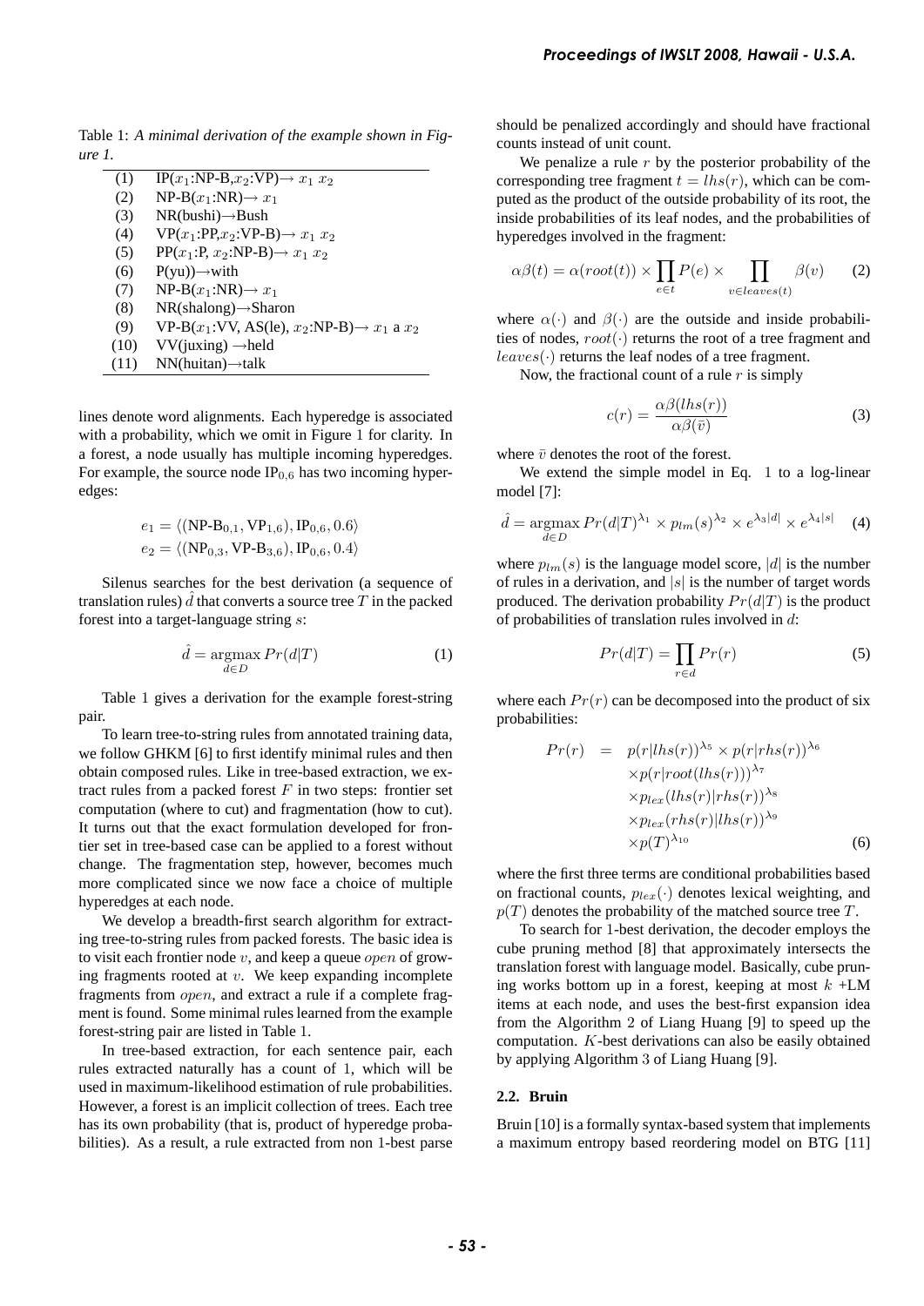Table 1: *A minimal derivation of the example shown in Figure 1.*

| | |
|---|---|
| (1) | IP($x_1$:NP-B,$x_2$:VP)→ $x_1$ $x_2$ |
| (2) | NP-B($x_1$:NR)→ $x_1$ |
| (3) | NR(bushi)→Bush |
| (4) | VP($x_1$:PP,$x_2$:VP-B)→ $x_1$ $x_2$ |
| (5) | PP($x_1$:P, $x_2$:NP-B)→ $x_1$ $x_2$ |
| (6) | P(yu))→with |
| (7) | NP-B($x_1$:NR)→ $x_1$ |
| (8) | NR(shalong)→Sharon |
| (9) | VP-B($x_1$:VV, AS(le), $x_2$:NP-B)→ $x_1$ a $x_2$ |
| (10) | VV(juxing) →held |
| (11) | NN(huitan)→talk |

lines denote word alignments. Each hyperedge is associated with a probability, which we omit in Figure 1 for clarity. In a forest, a node usually has multiple incoming hyperedges. For example, the source node $\text{IP}_{0,6}$ has two incoming hyperedges:

$$e_1 = \langle(\text{NP-B}_{0,1}, \text{VP}_{1,6}), \text{IP}_{0,6}, 0.6\rangle$$
$$e_2 = \langle(\text{NP}_{0,3}, \text{VP-B}_{3,6}), \text{IP}_{0,6}, 0.4\rangle$$

Silenus searches for the best derivation (a sequence of translation rules) $\hat{d}$ that converts a source tree $T$ in the packed forest into a target-language string $s$:

$$\hat{d} = \operatorname*{argmax}_{d \in D} Pr(d|T) \tag{1}$$

Table 1 gives a derivation for the example forest-string pair.

To learn tree-to-string rules from annotated training data, we follow GHKM [6] to first identify minimal rules and then obtain composed rules. Like in tree-based extraction, we extract rules from a packed forest $F$ in two steps: frontier set computation (where to cut) and fragmentation (how to cut). It turns out that the exact formulation developed for frontier set in tree-based case can be applied to a forest without change. The fragmentation step, however, becomes much more complicated since we now face a choice of multiple hyperedges at each node.

We develop a breadth-first search algorithm for extracting tree-to-string rules from packed forests. The basic idea is to visit each frontier node $v$, and keep a queue $open$ of growing fragments rooted at $v$. We keep expanding incomplete fragments from $open$, and extract a rule if a complete fragment is found. Some minimal rules learned from the example forest-string pair are listed in Table 1.

In tree-based extraction, for each sentence pair, each rules extracted naturally has a count of 1, which will be used in maximum-likelihood estimation of rule probabilities. However, a forest is an implicit collection of trees. Each tree has its own probability (that is, product of hyperedge probabilities). As a result, a rule extracted from non 1-best parse should be penalized accordingly and should have fractional counts instead of unit count.

We penalize a rule $r$ by the posterior probability of the corresponding tree fragment $t = lhs(r)$, which can be computed as the product of the outside probability of its root, the inside probabilities of its leaf nodes, and the probabilities of hyperedges involved in the fragment:

$$\alpha\beta(t) = \alpha(root(t)) \times \prod_{e \in t} P(e) \times \prod_{v \in leaves(t)} \beta(v) \tag{2}$$

where $\alpha(\cdot)$ and $\beta(\cdot)$ are the outside and inside probabilities of nodes, $root(\cdot)$ returns the root of a tree fragment and $leaves(\cdot)$ returns the leaf nodes of a tree fragment.

Now, the fractional count of a rule $r$ is simply

$$c(r) = \frac{\alpha\beta(lhs(r))}{\alpha\beta(\bar{v})} \tag{3}$$

where $\bar{v}$ denotes the root of the forest.

We extend the simple model in Eq. 1 to a log-linear model [7]:

$$\hat{d} = \operatorname*{argmax}_{d \in D} Pr(d|T)^{\lambda_1} \times p_{lm}(s)^{\lambda_2} \times e^{\lambda_3|d|} \times e^{\lambda_4|s|} \tag{4}$$

where $p_{lm}(s)$ is the language model score, $|d|$ is the number of rules in a derivation, and $|s|$ is the number of target words produced. The derivation probability $Pr(d|T)$ is the product of probabilities of translation rules involved in $d$:

$$Pr(d|T) = \prod_{r \in d} Pr(r) \tag{5}$$

where each $Pr(r)$ can be decomposed into the product of six probabilities:

$$\begin{aligned} Pr(r) \quad = \quad & p(r|lhs(r))^{\lambda_5} \times p(r|rhs(r))^{\lambda_6} \\ & \times p(r|root(lhs(r)))^{\lambda_7} \\ & \times p_{lex}(lhs(r)|rhs(r))^{\lambda_8} \\ & \times p_{lex}(rhs(r)|lhs(r))^{\lambda_9} \\ & \times p(T)^{\lambda_{10}} \end{aligned} \tag{6}$$

where the first three terms are conditional probabilities based on fractional counts, $p_{lex}(\cdot)$ denotes lexical weighting, and $p(T)$ denotes the probability of the matched source tree $T$.

To search for 1-best derivation, the decoder employs the cube pruning method [8] that approximately intersects the translation forest with language model. Basically, cube pruning works bottom up in a forest, keeping at most $k$ +LM items at each node, and uses the best-first expansion idea from the Algorithm 2 of Liang Huang [9] to speed up the computation. $K$-best derivations can also be easily obtained by applying Algorithm 3 of Liang Huang [9].

### 2.2. Bruin

Bruin [10] is a formally syntax-based system that implements a maximum entropy based reordering model on BTG [11]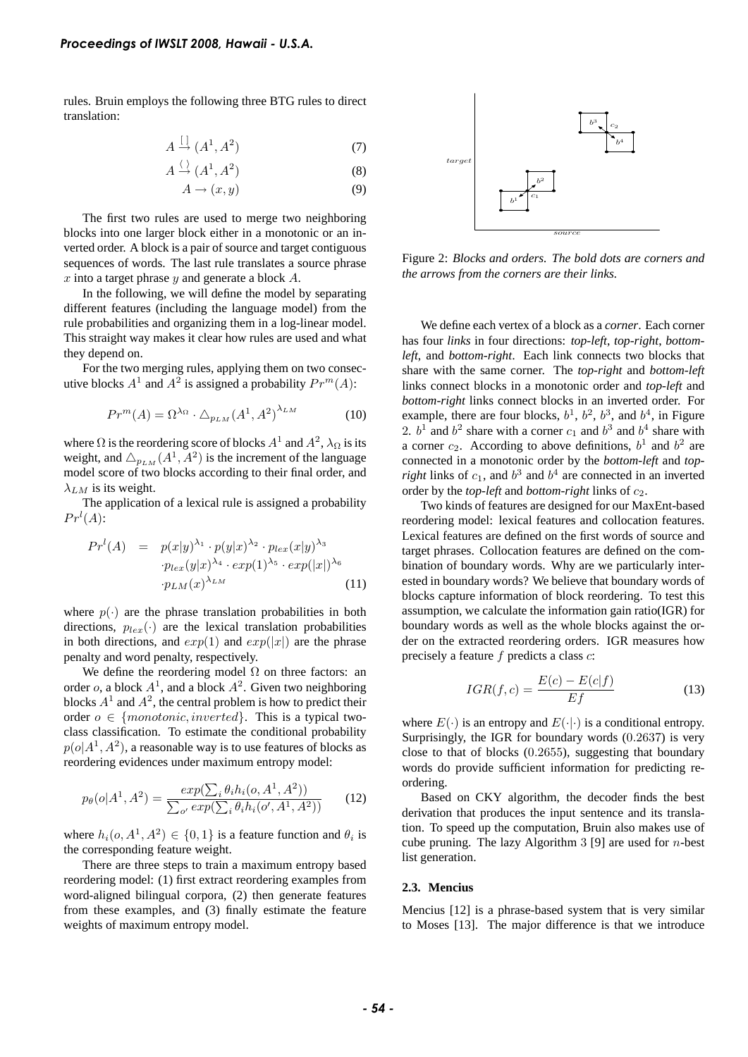rules. Bruin employs the following three BTG rules to direct translation:

$$A \xrightarrow{[\,]} (A^1, A^2) \tag{7}$$

$$A \xrightarrow{\langle\,\rangle} (A^1, A^2) \tag{8}$$

$$A \rightarrow (x, y) \tag{9}$$

The first two rules are used to merge two neighboring blocks into one larger block either in a monotonic or an inverted order. A block is a pair of source and target contiguous sequences of words. The last rule translates a source phrase $x$ into a target phrase $y$ and generate a block $A$.

In the following, we will define the model by separating different features (including the language model) from the rule probabilities and organizing them in a log-linear model. This straight way makes it clear how rules are used and what they depend on.

For the two merging rules, applying them on two consecutive blocks $A^1$ and $A^2$ is assigned a probability $Pr^m(A)$:

$$Pr^m(A) = \Omega^{\lambda_\Omega} \cdot \triangle_{p_{LM}}(A^1, A^2)^{\lambda_{LM}} \tag{10}$$

where $\Omega$ is the reordering score of blocks $A^1$ and $A^2$, $\lambda_\Omega$ is its weight, and $\triangle_{p_{LM}}(A^1, A^2)$ is the increment of the language model score of two blocks according to their final order, and $\lambda_{LM}$ is its weight.

The application of a lexical rule is assigned a probability $Pr^l(A)$:

$$\begin{aligned} Pr^l(A) &= p(x|y)^{\lambda_1} \cdot p(y|x)^{\lambda_2} \cdot p_{lex}(x|y)^{\lambda_3} \\ &\cdot p_{lex}(y|x)^{\lambda_4} \cdot exp(1)^{\lambda_5} \cdot exp(|x|)^{\lambda_6} \\ &\cdot p_{LM}(x)^{\lambda_{LM}} \end{aligned} \tag{11}$$

where $p(\cdot)$ are the phrase translation probabilities in both directions, $p_{lex}(\cdot)$ are the lexical translation probabilities in both directions, and $exp(1)$ and $exp(|x|)$ are the phrase penalty and word penalty, respectively.

We define the reordering model $\Omega$ on three factors: an order $o$, a block $A^1$, and a block $A^2$. Given two neighboring blocks $A^1$ and $A^2$, the central problem is how to predict their order $o \in \{monotonic, inverted\}$. This is a typical two-class classification. To estimate the conditional probability $p(o|A^1, A^2)$, a reasonable way is to use features of blocks as reordering evidences under maximum entropy model:

$$p_\theta(o|A^1, A^2) = \frac{exp(\sum_i \theta_i h_i(o, A^1, A^2))}{\sum_{o'} exp(\sum_i \theta_i h_i(o', A^1, A^2))} \tag{12}$$

where $h_i(o, A^1, A^2) \in \{0, 1\}$ is a feature function and $\theta_i$ is the corresponding feature weight.

There are three steps to train a maximum entropy based reordering model: (1) first extract reordering examples from word-aligned bilingual corpora, (2) then generate features from these examples, and (3) finally estimate the feature weights of maximum entropy model.

Figure 2: *Blocks and orders. The bold dots are corners and the arrows from the corners are their links.*

We define each vertex of a block as a *corner*. Each corner has four *links* in four directions: *top-left*, *top-right*, *bottom-left*, and *bottom-right*. Each link connects two blocks that share with the same corner. The *top-right* and *bottom-left* links connect blocks in a monotonic order and *top-left* and *bottom-right* links connect blocks in an inverted order. For example, there are four blocks, $b^1$, $b^2$, $b^3$, and $b^4$, in Figure 2. $b^1$ and $b^2$ share with a corner $c_1$ and $b^3$ and $b^4$ share with a corner $c_2$. According to above definitions, $b^1$ and $b^2$ are connected in a monotonic order by the *bottom-left* and *top-right* links of $c_1$, and $b^3$ and $b^4$ are connected in an inverted order by the *top-left* and *bottom-right* links of $c_2$.

Two kinds of features are designed for our MaxEnt-based reordering model: lexical features and collocation features. Lexical features are defined on the first words of source and target phrases. Collocation features are defined on the combination of boundary words. Why are we particularly interested in boundary words? We believe that boundary words of blocks capture information of block reordering. To test this assumption, we calculate the information gain ratio(IGR) for boundary words as well as the whole blocks against the order on the extracted reordering orders. IGR measures how precisely a feature $f$ predicts a class $c$:

$$IGR(f, c) = \frac{E(c) - E(c|f)}{Ef} \tag{13}$$

where $E(\cdot)$ is an entropy and $E(\cdot|\cdot)$ is a conditional entropy. Surprisingly, the IGR for boundary words ($0.2637$) is very close to that of blocks ($0.2655$), suggesting that boundary words do provide sufficient information for predicting reordering.

Based on CKY algorithm, the decoder finds the best derivation that produces the input sentence and its translation. To speed up the computation, Bruin also makes use of cube pruning. The lazy Algorithm 3 [9] are used for $n$-best list generation.

### 2.3. Mencius

Mencius [12] is a phrase-based system that is very similar to Moses [13]. The major difference is that we introduce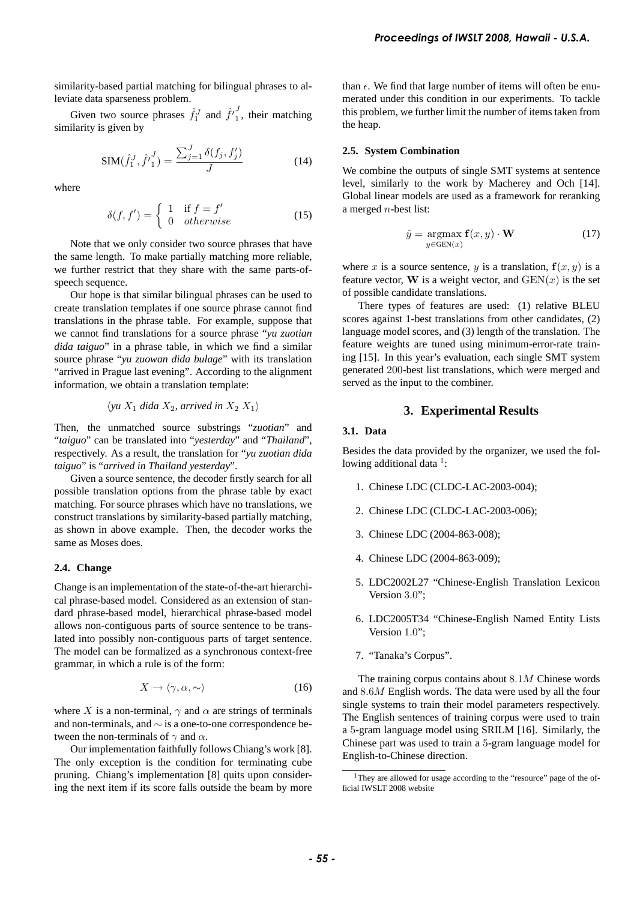similarity-based partial matching for bilingual phrases to alleviate data sparseness problem.

Given two source phrases $\hat{f}_1^J$ and $\hat{f'}_1^J$, their matching similarity is given by

$$\text{SIM}(\hat{f}_1^J, \hat{f'}_1^J) = \frac{\sum_{j=1}^{J} \delta(f_j, f'_j)}{J} \tag{14}$$

where

$$\delta(f, f') = \begin{cases} 1 & \text{if } f = f' \\ 0 & otherwise \end{cases} \tag{15}$$

Note that we only consider two source phrases that have the same length. To make partially matching more reliable, we further restrict that they share with the same parts-of-speech sequence.

Our hope is that similar bilingual phrases can be used to create translation templates if one source phrase cannot find translations in the phrase table. For example, suppose that we cannot find translations for a source phrase "*yu zuotian dida taiguo*" in a phrase table, in which we find a similar source phrase "*yu zuowan dida bulage*" with its translation "arrived in Prague last evening". According to the alignment information, we obtain a translation template:

$$\langle \textit{yu } X_1 \textit{ dida } X_2, \textit{arrived in } X_2\ X_1 \rangle$$

Then, the unmatched source substrings "*zuotian*" and "*taiguo*" can be translated into "*yesterday*" and "*Thailand*", respectively. As a result, the translation for "*yu zuotian dida taiguo*" is "*arrived in Thailand yesterday*".

Given a source sentence, the decoder firstly search for all possible translation options from the phrase table by exact matching. For source phrases which have no translations, we construct translations by similarity-based partially matching, as shown in above example. Then, the decoder works the same as Moses does.

### 2.4. Change

Change is an implementation of the state-of-the-art hierarchical phrase-based model. Considered as an extension of standard phrase-based model, hierarchical phrase-based model allows non-contiguous parts of source sentence to be translated into possibly non-contiguous parts of target sentence. The model can be formalized as a synchronous context-free grammar, in which a rule is of the form:

$$X \rightarrow \langle \gamma, \alpha, \sim \rangle \tag{16}$$

where $X$ is a non-terminal, $\gamma$ and $\alpha$ are strings of terminals and non-terminals, and $\sim$ is a one-to-one correspondence between the non-terminals of $\gamma$ and $\alpha$.

Our implementation faithfully follows Chiang's work [8]. The only exception is the condition for terminating cube pruning. Chiang's implementation [8] quits upon considering the next item if its score falls outside the beam by more than $\epsilon$. We find that large number of items will often be enumerated under this condition in our experiments. To tackle this problem, we further limit the number of items taken from the heap.

### 2.5. System Combination

We combine the outputs of single SMT systems at sentence level, similarly to the work by Macherey and Och [14]. Global linear models are used as a framework for reranking a merged $n$-best list:

$$\hat{y} = \underset{y \in \text{GEN}(x)}{\text{argmax}}\ \mathbf{f}(x, y) \cdot \mathbf{W} \tag{17}$$

where $x$ is a source sentence, $y$ is a translation, $\mathbf{f}(x, y)$ is a feature vector, $\mathbf{W}$ is a weight vector, and $\text{GEN}(x)$ is the set of possible candidate translations.

There types of features are used: (1) relative BLEU scores against 1-best translations from other candidates, (2) language model scores, and (3) length of the translation. The feature weights are tuned using minimum-error-rate training [15]. In this year's evaluation, each single SMT system generated $200$-best list translations, which were merged and served as the input to the combiner.

## 3. Experimental Results

### 3.1. Data

Besides the data provided by the organizer, we used the following additional data [1]:

1. Chinese LDC (CLDC-LAC-2003-004);
2. Chinese LDC (CLDC-LAC-2003-006);
3. Chinese LDC (2004-863-008);
4. Chinese LDC (2004-863-009);
5. LDC2002L27 "Chinese-English Translation Lexicon Version $3.0$";
6. LDC2005T34 "Chinese-English Named Entity Lists Version $1.0$";
7. "Tanaka's Corpus".

The training corpus contains about $8.1M$ Chinese words and $8.6M$ English words. The data were used by all the four single systems to train their model parameters respectively. The English sentences of training corpus were used to train a $5$-gram language model using SRILM [16]. Similarly, the Chinese part was used to train a $5$-gram language model for English-to-Chinese direction.

[1] They are allowed for usage according to the "resource" page of the official IWSLT 2008 website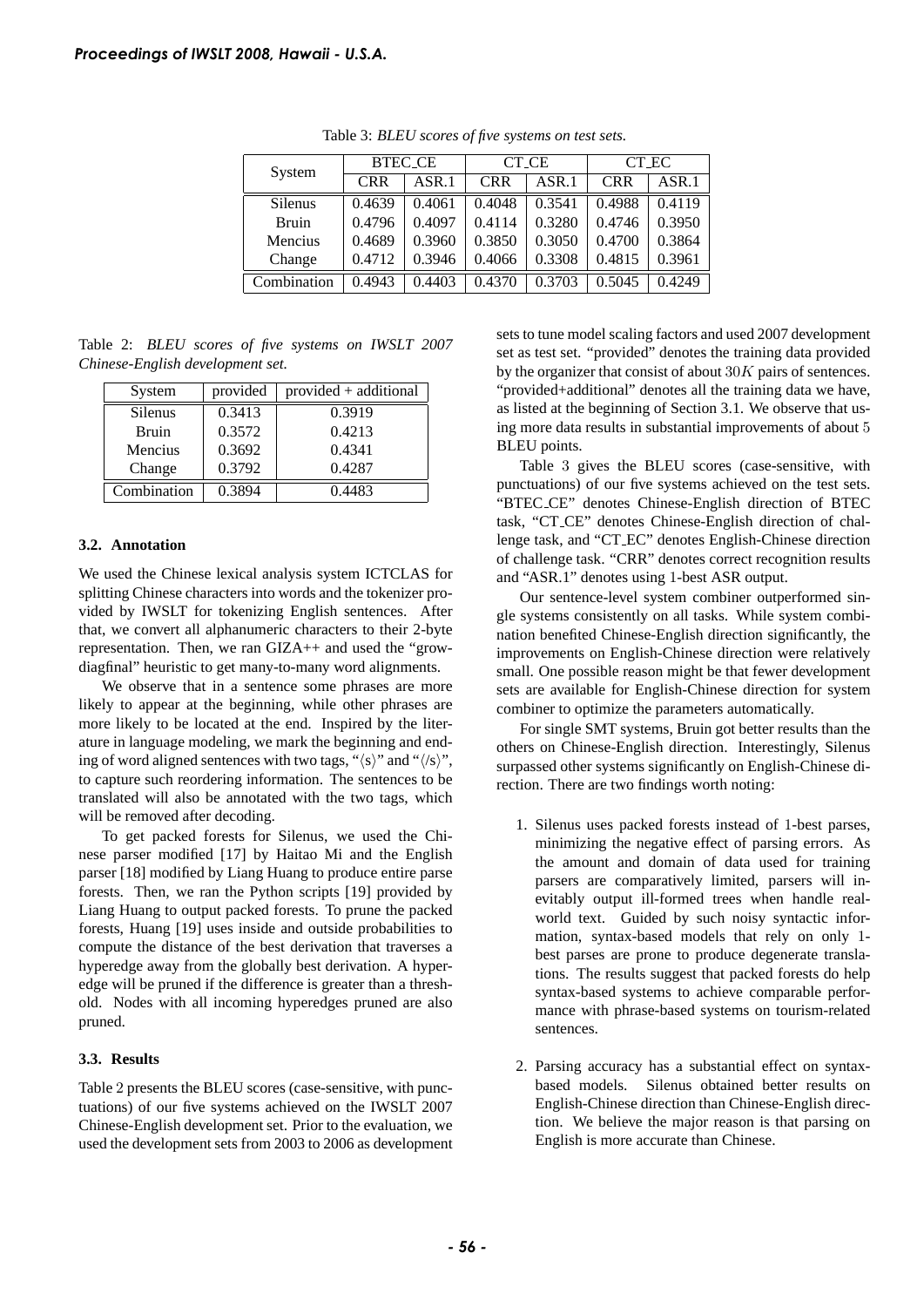Table 3: *BLEU scores of five systems on test sets.*

| System | BTEC_CE | | CT_CE | | CT_EC | |
|---|---|---|---|---|---|---|
| | CRR | ASR.1 | CRR | ASR.1 | CRR | ASR.1 |
| Silenus | 0.4639 | 0.4061 | 0.4048 | 0.3541 | 0.4988 | 0.4119 |
| Bruin | 0.4796 | 0.4097 | 0.4114 | 0.3280 | 0.4746 | 0.3950 |
| Mencius | 0.4689 | 0.3960 | 0.3850 | 0.3050 | 0.4700 | 0.3864 |
| Change | 0.4712 | 0.3946 | 0.4066 | 0.3308 | 0.4815 | 0.3961 |
| Combination | 0.4943 | 0.4403 | 0.4370 | 0.3703 | 0.5045 | 0.4249 |

Table 2: *BLEU scores of five systems on IWSLT 2007 Chinese-English development set.*

| System | provided | provided + additional |
|---|---|---|
| Silenus | 0.3413 | 0.3919 |
| Bruin | 0.3572 | 0.4213 |
| Mencius | 0.3692 | 0.4341 |
| Change | 0.3792 | 0.4287 |
| Combination | 0.3894 | 0.4483 |

### 3.2. Annotation

We used the Chinese lexical analysis system ICTCLAS for splitting Chinese characters into words and the tokenizer provided by IWSLT for tokenizing English sentences. After that, we convert all alphanumeric characters to their 2-byte representation. Then, we ran GIZA++ and used the "grow-diagfinal" heuristic to get many-to-many word alignments.

We observe that in a sentence some phrases are more likely to appear at the beginning, while other phrases are more likely to be located at the end. Inspired by the literature in language modeling, we mark the beginning and ending of word aligned sentences with two tags, "$\langle s \rangle$" and "$\langle /s \rangle$", to capture such reordering information. The sentences to be translated will also be annotated with the two tags, which will be removed after decoding.

To get packed forests for Silenus, we used the Chinese parser modified [17] by Haitao Mi and the English parser [18] modified by Liang Huang to produce entire parse forests. Then, we ran the Python scripts [19] provided by Liang Huang to output packed forests. To prune the packed forests, Huang [19] uses inside and outside probabilities to compute the distance of the best derivation that traverses a hyperedge away from the globally best derivation. A hyperedge will be pruned if the difference is greater than a threshold. Nodes with all incoming hyperedges pruned are also pruned.

### 3.3. Results

Table 2 presents the BLEU scores (case-sensitive, with punctuations) of our five systems achieved on the IWSLT 2007 Chinese-English development set. Prior to the evaluation, we used the development sets from 2003 to 2006 as development sets to tune model scaling factors and used 2007 development set as test set. "provided" denotes the training data provided by the organizer that consist of about $30K$ pairs of sentences. "provided+additional" denotes all the training data we have, as listed at the beginning of Section 3.1. We observe that using more data results in substantial improvements of about 5 BLEU points.

Table 3 gives the BLEU scores (case-sensitive, with punctuations) of our five systems achieved on the test sets. "BTEC_CE" denotes Chinese-English direction of BTEC task, "CT_CE" denotes Chinese-English direction of challenge task, and "CT_EC" denotes English-Chinese direction of challenge task. "CRR" denotes correct recognition results and "ASR.1" denotes using 1-best ASR output.

Our sentence-level system combiner outperformed single systems consistently on all tasks. While system combination benefited Chinese-English direction significantly, the improvements on English-Chinese direction were relatively small. One possible reason might be that fewer development sets are available for English-Chinese direction for system combiner to optimize the parameters automatically.

For single SMT systems, Bruin got better results than the others on Chinese-English direction. Interestingly, Silenus surpassed other systems significantly on English-Chinese direction. There are two findings worth noting:

1. Silenus uses packed forests instead of 1-best parses, minimizing the negative effect of parsing errors. As the amount and domain of data used for training parsers are comparatively limited, parsers will inevitably output ill-formed trees when handle real-world text. Guided by such noisy syntactic information, syntax-based models that rely on only 1-best parses are prone to produce degenerate translations. The results suggest that packed forests do help syntax-based systems to achieve comparable performance with phrase-based systems on tourism-related sentences.

2. Parsing accuracy has a substantial effect on syntax-based models. Silenus obtained better results on English-Chinese direction than Chinese-English direction. We believe the major reason is that parsing on English is more accurate than Chinese.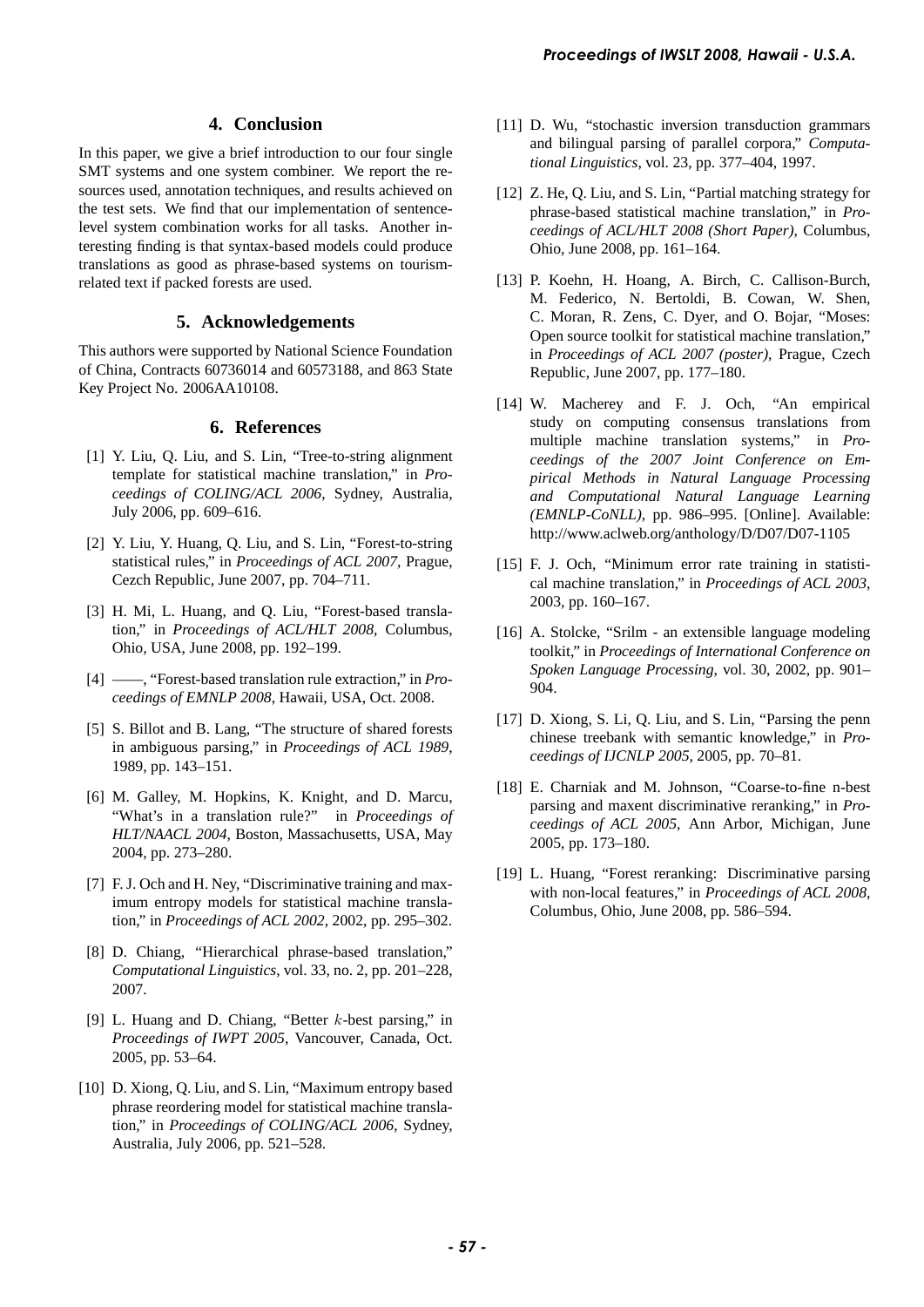## 4. Conclusion

In this paper, we give a brief introduction to our four single SMT systems and one system combiner. We report the resources used, annotation techniques, and results achieved on the test sets. We find that our implementation of sentence-level system combination works for all tasks. Another interesting finding is that syntax-based models could produce translations as good as phrase-based systems on tourism-related text if packed forests are used.

## 5. Acknowledgements

This authors were supported by National Science Foundation of China, Contracts 60736014 and 60573188, and 863 State Key Project No. 2006AA10108.

## 6. References

[1] Y. Liu, Q. Liu, and S. Lin, "Tree-to-string alignment template for statistical machine translation," in *Proceedings of COLING/ACL 2006*, Sydney, Australia, July 2006, pp. 609–616.

[2] Y. Liu, Y. Huang, Q. Liu, and S. Lin, "Forest-to-string statistical rules," in *Proceedings of ACL 2007*, Prague, Cezch Republic, June 2007, pp. 704–711.

[3] H. Mi, L. Huang, and Q. Liu, "Forest-based translation," in *Proceedings of ACL/HLT 2008*, Columbus, Ohio, USA, June 2008, pp. 192–199.

[4] ——, "Forest-based translation rule extraction," in *Proceedings of EMNLP 2008*, Hawaii, USA, Oct. 2008.

[5] S. Billot and B. Lang, "The structure of shared forests in ambiguous parsing," in *Proceedings of ACL 1989*, 1989, pp. 143–151.

[6] M. Galley, M. Hopkins, K. Knight, and D. Marcu, "What's in a translation rule?" in *Proceedings of HLT/NAACL 2004*, Boston, Massachusetts, USA, May 2004, pp. 273–280.

[7] F. J. Och and H. Ney, "Discriminative training and maximum entropy models for statistical machine translation," in *Proceedings of ACL 2002*, 2002, pp. 295–302.

[8] D. Chiang, "Hierarchical phrase-based translation," *Computational Linguistics*, vol. 33, no. 2, pp. 201–228, 2007.

[9] L. Huang and D. Chiang, "Better $k$-best parsing," in *Proceedings of IWPT 2005*, Vancouver, Canada, Oct. 2005, pp. 53–64.

[10] D. Xiong, Q. Liu, and S. Lin, "Maximum entropy based phrase reordering model for statistical machine translation," in *Proceedings of COLING/ACL 2006*, Sydney, Australia, July 2006, pp. 521–528.

[11] D. Wu, "stochastic inversion transduction grammars and bilingual parsing of parallel corpora," *Computational Linguistics*, vol. 23, pp. 377–404, 1997.

[12] Z. He, Q. Liu, and S. Lin, "Partial matching strategy for phrase-based statistical machine translation," in *Proceedings of ACL/HLT 2008 (Short Paper)*, Columbus, Ohio, June 2008, pp. 161–164.

[13] P. Koehn, H. Hoang, A. Birch, C. Callison-Burch, M. Federico, N. Bertoldi, B. Cowan, W. Shen, C. Moran, R. Zens, C. Dyer, and O. Bojar, "Moses: Open source toolkit for statistical machine translation," in *Proceedings of ACL 2007 (poster)*, Prague, Czech Republic, June 2007, pp. 177–180.

[14] W. Macherey and F. J. Och, "An empirical study on computing consensus translations from multiple machine translation systems," in *Proceedings of the 2007 Joint Conference on Empirical Methods in Natural Language Processing and Computational Natural Language Learning (EMNLP-CoNLL)*, pp. 986–995. [Online]. Available: http://www.aclweb.org/anthology/D/D07/D07-1105

[15] F. J. Och, "Minimum error rate training in statistical machine translation," in *Proceedings of ACL 2003*, 2003, pp. 160–167.

[16] A. Stolcke, "Srilm - an extensible language modeling toolkit," in *Proceedings of International Conference on Spoken Language Processing*, vol. 30, 2002, pp. 901–904.

[17] D. Xiong, S. Li, Q. Liu, and S. Lin, "Parsing the penn chinese treebank with semantic knowledge," in *Proceedings of IJCNLP 2005*, 2005, pp. 70–81.

[18] E. Charniak and M. Johnson, "Coarse-to-fine n-best parsing and maxent discriminative reranking," in *Proceedings of ACL 2005*, Ann Arbor, Michigan, June 2005, pp. 173–180.

[19] L. Huang, "Forest reranking: Discriminative parsing with non-local features," in *Proceedings of ACL 2008*, Columbus, Ohio, June 2008, pp. 586–594.